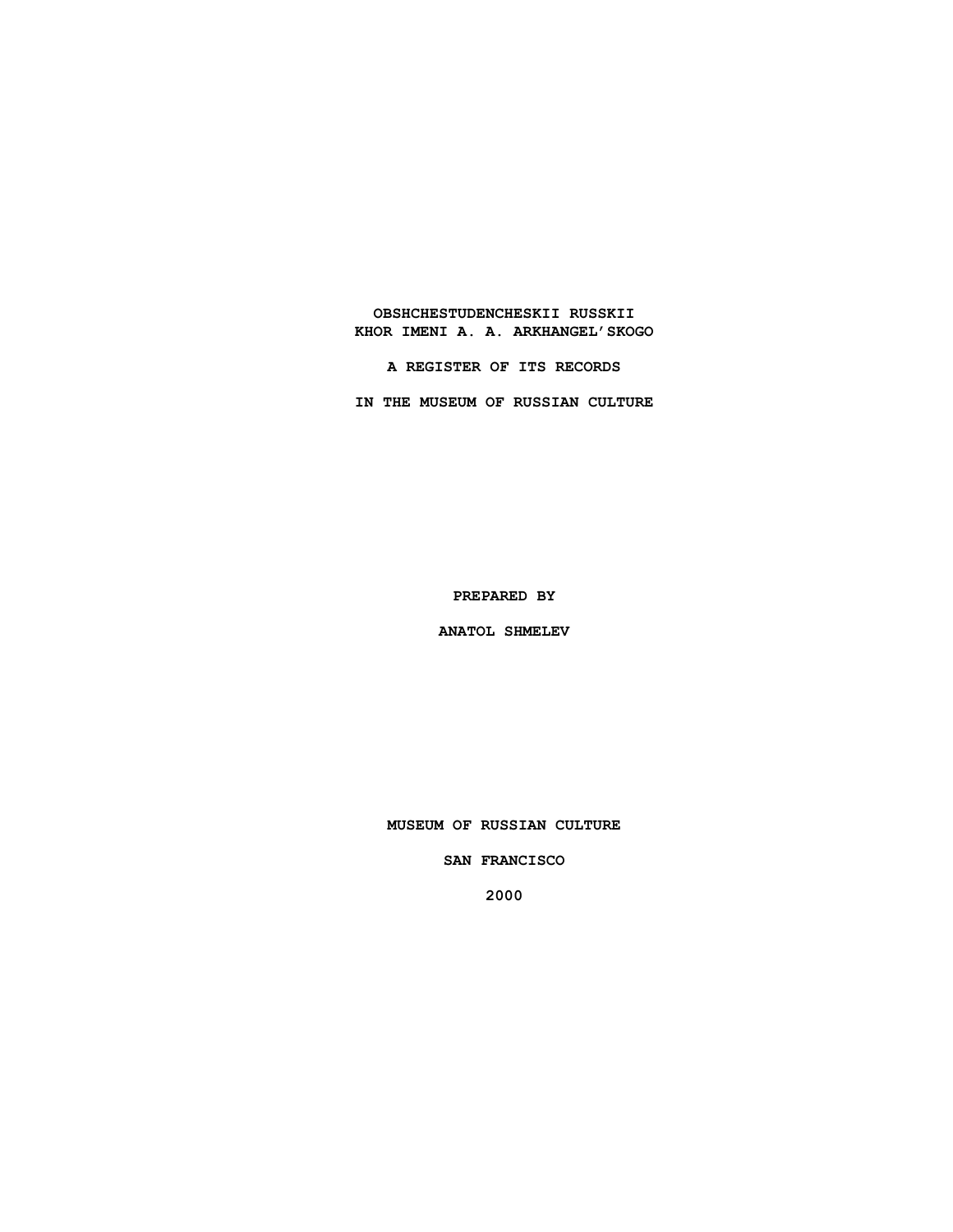# OBSHCHESTUDENCHESKII RUSSKII KHOR IMENI A. A. ARKHANGEL'SKOGO

**A REGISTER OF ITS RECORDS**

**IN THE MUSEUM OF RUSSIAN CULTURE**

**PREPARED BY**

**ANATOL SHMELEV**

**MUSEUM OF RUSSIAN CULTURE**

**SAN FRANCISCO**

**2000**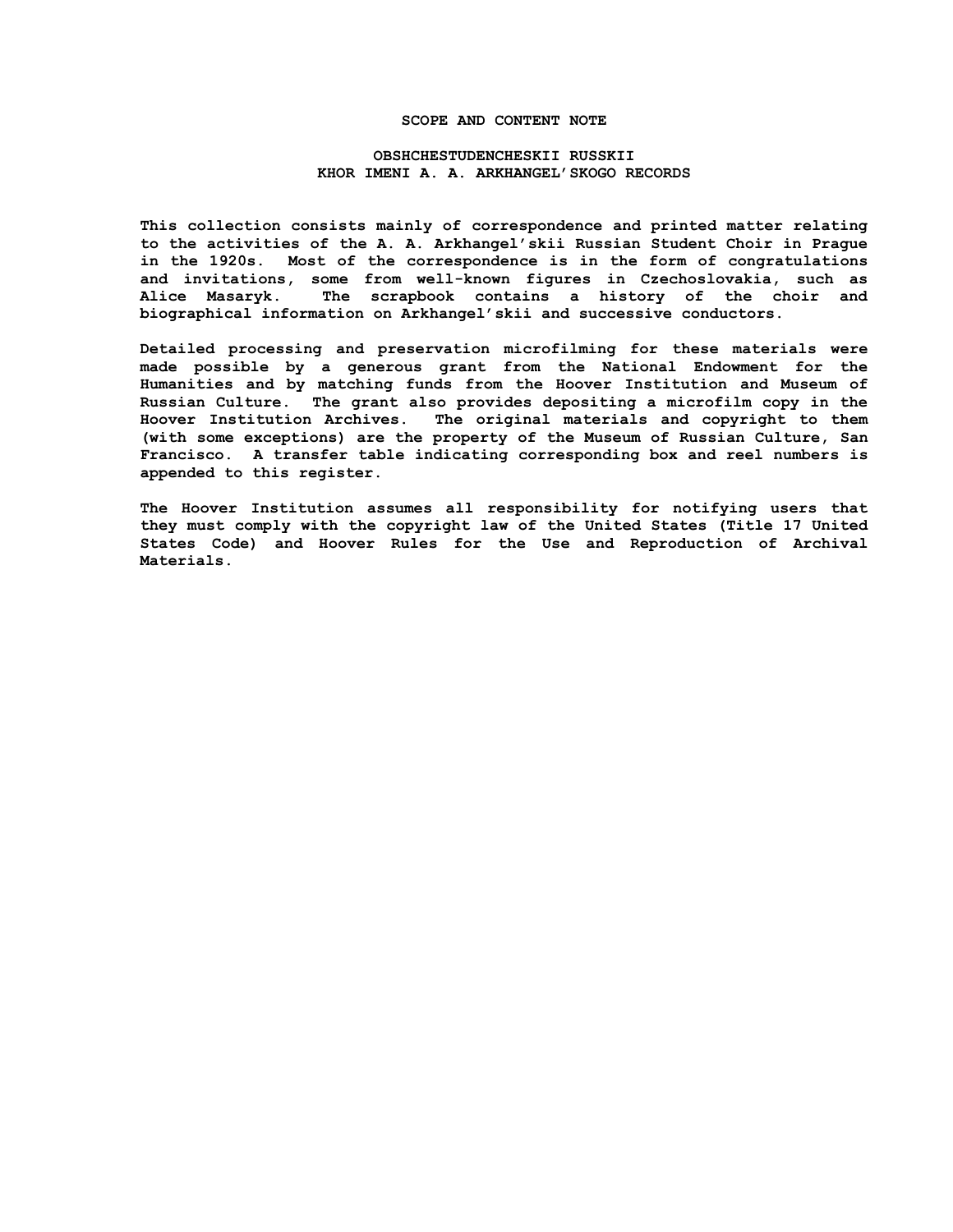# SCOPE AND CONTENT NOTE

## OBSHCHESTUDENCHESKII RUSSKII KHOR IMENI A. A. ARKHANGEL'SKOGO RECORDS

This collection consists mainly of correspondence and printed matter relating to the activities of the A. A. Arkhangel'skii Russian Student Choir in Prague in the 1920s. Most of the correspondence is in the form of congratulations and invitations, some from well-known figures in Czechoslovakia, such as Alice Masaryk. The scrapbook contains a history of the choir and biographical information on Arkhangel'skii and successive conductors.

Detailed processing and preservation microfilming for these materials were made possible by a generous grant from the National Endowment for the Humanities and by matching funds from the Hoover Institution and Museum of Russian Culture. The grant also provides depositing a microfilm copy in the Hoover Institution Archives. The original materials and copyright to them (with some exceptions) are the property of the Museum of Russian Culture, San Francisco. A transfer table indicating corresponding box and reel numbers is appended to this register.

The Hoover Institution assumes all responsibility for notifying users that they must comply with the copyright law of the United States (Title 17 United States Code) and Hoover Rules for the Use and Reproduction of Archival Materials.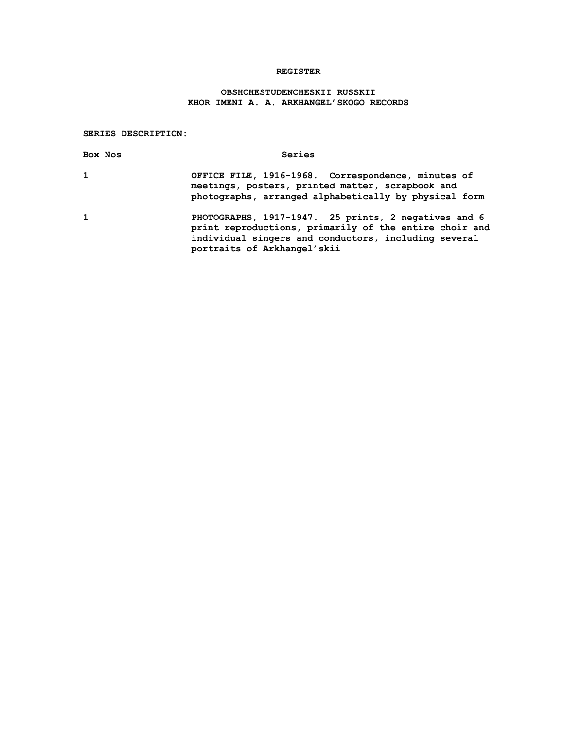# REGISTER

## OBSHCHESTUDENCHESKII RUSSKII KHOR IMENI A. A. ARKHANGEL'SKOGO RECORDS

**SERIES DESCRIPTION:**

| Box Nos | Series |
| --- | --- |
| 1 | OFFICE FILE, 1916-1968. Correspondence, minutes of meetings, posters, printed matter, scrapbook and photographs, arranged alphabetically by physical form |
| 1 | PHOTOGRAPHS, 1917-1947. 25 prints, 2 negatives and 6 print reproductions, primarily of the entire choir and individual singers and conductors, including several portraits of Arkhangel'skii |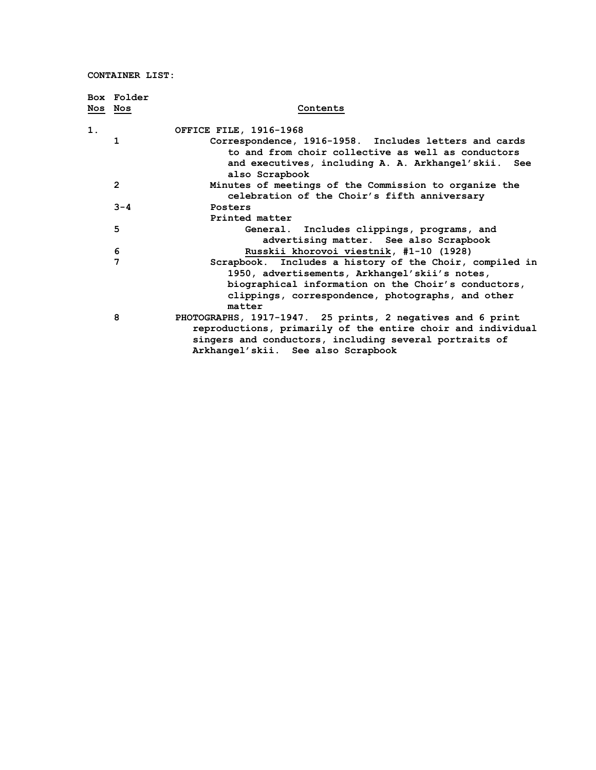**CONTAINER LIST:**

| Box Nos | Folder Nos | Contents |
|---|---|---|
| 1. | | OFFICE FILE, 1916-1968 |
| | 1 | Correspondence, 1916-1958. Includes letters and cards to and from choir collective as well as conductors and executives, including A. A. Arkhangel'skii. See also Scrapbook |
| | 2 | Minutes of meetings of the Commission to organize the celebration of the Choir's fifth anniversary |
| | 3-4 | Posters |
| | | Printed matter |
| | 5 | General. Includes clippings, programs, and advertising matter. See also Scrapbook |
| | 6 | Russkii khorovoi viestnik, #1-10 (1928) |
| | 7 | Scrapbook. Includes a history of the Choir, compiled in 1950, advertisements, Arkhangel'skii's notes, biographical information on the Choir's conductors, clippings, correspondence, photographs, and other matter |
| | 8 | PHOTOGRAPHS, 1917-1947. 25 prints, 2 negatives and 6 print reproductions, primarily of the entire choir and individual singers and conductors, including several portraits of Arkhangel'skii. See also Scrapbook |